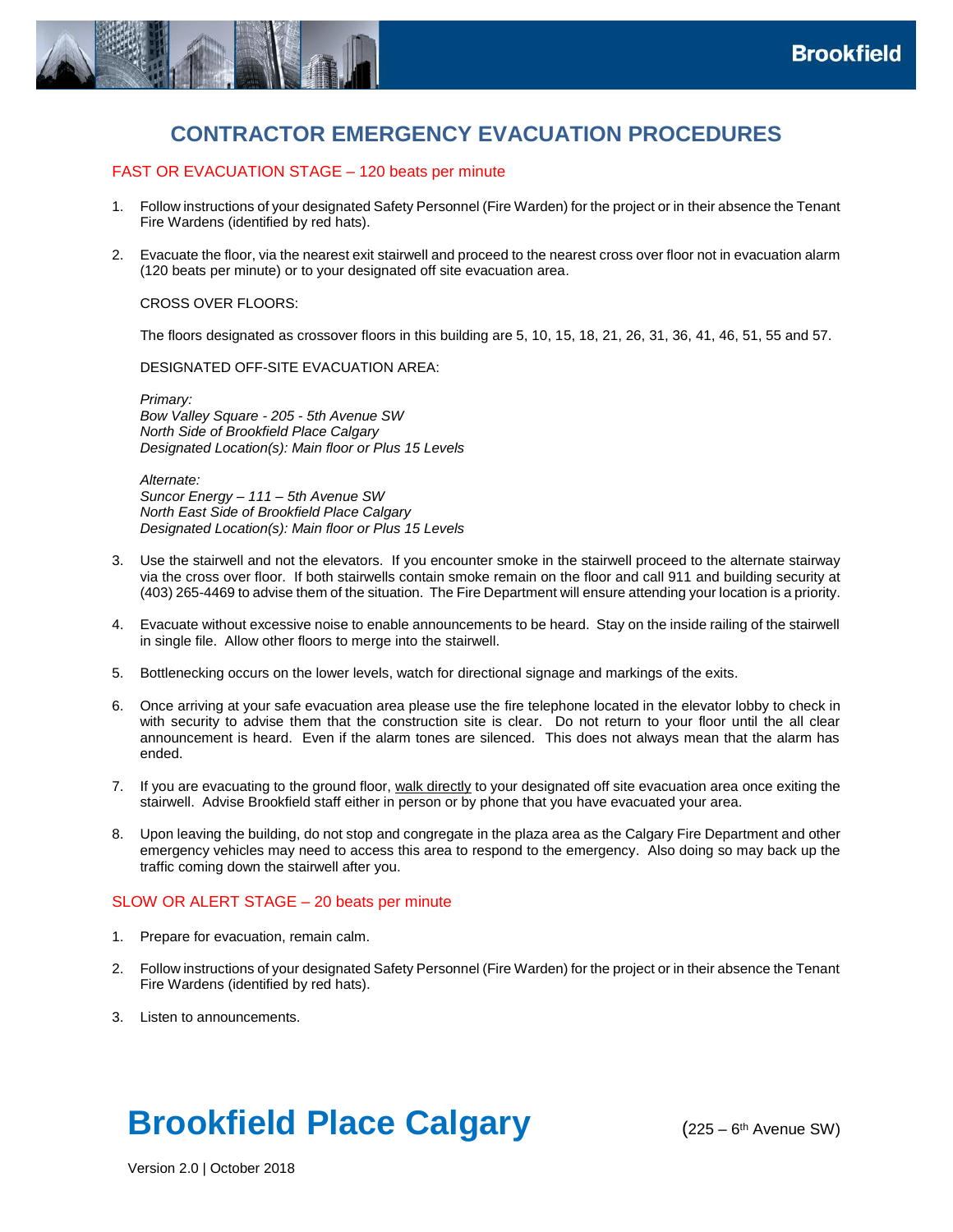Brookfield

# CONTRACTOR EMERGENCY EVACUATION PROCEDURES

## FAST OR EVACUATION STAGE – 120 beats per minute

1. Follow instructions of your designated Safety Personnel (Fire Warden) for the project or in their absence the Tenant Fire Wardens (identified by red hats).

2. Evacuate the floor, via the nearest exit stairwell and proceed to the nearest cross over floor not in evacuation alarm (120 beats per minute) or to your designated off site evacuation area.

   CROSS OVER FLOORS:

   The floors designated as crossover floors in this building are 5, 10, 15, 18, 21, 26, 31, 36, 41, 46, 51, 55 and 57.

   DESIGNATED OFF-SITE EVACUATION AREA:

   *Primary:*
   *Bow Valley Square - 205 - 5th Avenue SW*
   *North Side of Brookfield Place Calgary*
   *Designated Location(s): Main floor or Plus 15 Levels*

   *Alternate:*
   *Suncor Energy – 111 – 5th Avenue SW*
   *North East Side of Brookfield Place Calgary*
   *Designated Location(s): Main floor or Plus 15 Levels*

3. Use the stairwell and not the elevators. If you encounter smoke in the stairwell proceed to the alternate stairway via the cross over floor. If both stairwells contain smoke remain on the floor and call 911 and building security at (403) 265-4469 to advise them of the situation. The Fire Department will ensure attending your location is a priority.

4. Evacuate without excessive noise to enable announcements to be heard. Stay on the inside railing of the stairwell in single file. Allow other floors to merge into the stairwell.

5. Bottlenecking occurs on the lower levels, watch for directional signage and markings of the exits.

6. Once arriving at your safe evacuation area please use the fire telephone located in the elevator lobby to check in with security to advise them that the construction site is clear. Do not return to your floor until the all clear announcement is heard. Even if the alarm tones are silenced. This does not always mean that the alarm has ended.

7. If you are evacuating to the ground floor, walk directly to your designated off site evacuation area once exiting the stairwell. Advise Brookfield staff either in person or by phone that you have evacuated your area.

8. Upon leaving the building, do not stop and congregate in the plaza area as the Calgary Fire Department and other emergency vehicles may need to access this area to respond to the emergency. Also doing so may back up the traffic coming down the stairwell after you.

## SLOW OR ALERT STAGE – 20 beats per minute

1. Prepare for evacuation, remain calm.

2. Follow instructions of your designated Safety Personnel (Fire Warden) for the project or in their absence the Tenant Fire Wardens (identified by red hats).

3. Listen to announcements.

**Brookfield Place Calgary** (225 – 6th Avenue SW)

Version 2.0 | October 2018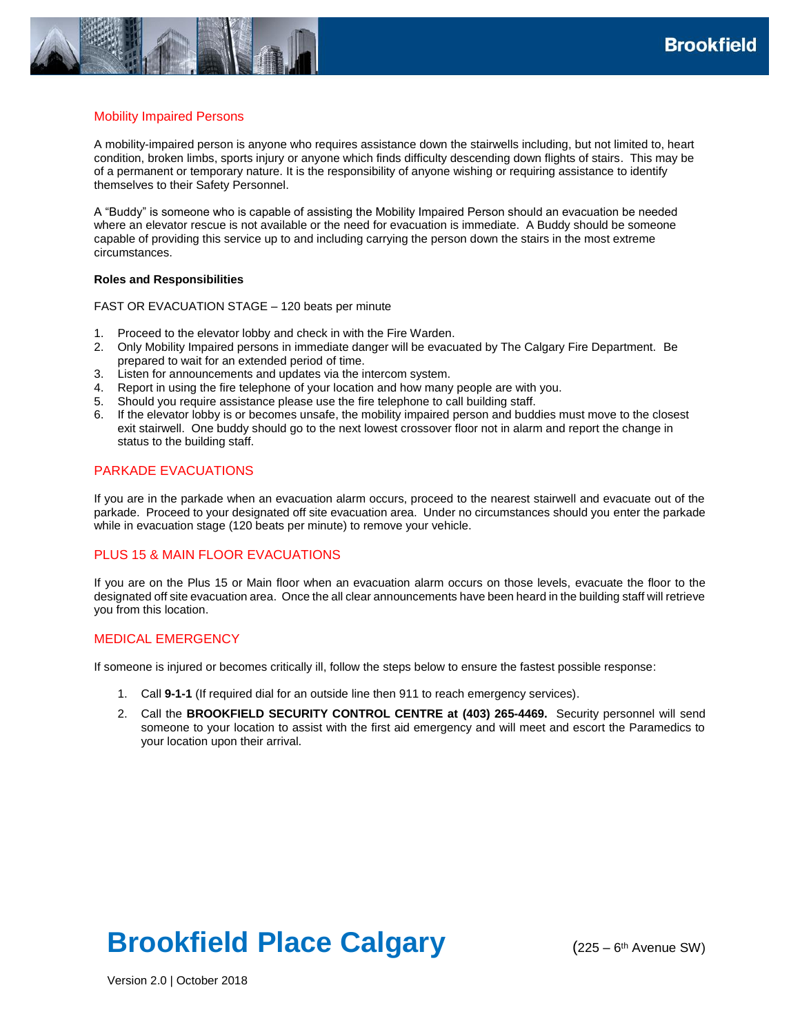## Mobility Impaired Persons

A mobility-impaired person is anyone who requires assistance down the stairwells including, but not limited to, heart condition, broken limbs, sports injury or anyone which finds difficulty descending down flights of stairs. This may be of a permanent or temporary nature. It is the responsibility of anyone wishing or requiring assistance to identify themselves to their Safety Personnel.

A "Buddy" is someone who is capable of assisting the Mobility Impaired Person should an evacuation be needed where an elevator rescue is not available or the need for evacuation is immediate. A Buddy should be someone capable of providing this service up to and including carrying the person down the stairs in the most extreme circumstances.

**Roles and Responsibilities**

FAST OR EVACUATION STAGE – 120 beats per minute

1. Proceed to the elevator lobby and check in with the Fire Warden.
2. Only Mobility Impaired persons in immediate danger will be evacuated by The Calgary Fire Department. Be prepared to wait for an extended period of time.
3. Listen for announcements and updates via the intercom system.
4. Report in using the fire telephone of your location and how many people are with you.
5. Should you require assistance please use the fire telephone to call building staff.
6. If the elevator lobby is or becomes unsafe, the mobility impaired person and buddies must move to the closest exit stairwell. One buddy should go to the next lowest crossover floor not in alarm and report the change in status to the building staff.

## PARKADE EVACUATIONS

If you are in the parkade when an evacuation alarm occurs, proceed to the nearest stairwell and evacuate out of the parkade. Proceed to your designated off site evacuation area. Under no circumstances should you enter the parkade while in evacuation stage (120 beats per minute) to remove your vehicle.

## PLUS 15 & MAIN FLOOR EVACUATIONS

If you are on the Plus 15 or Main floor when an evacuation alarm occurs on those levels, evacuate the floor to the designated off site evacuation area. Once the all clear announcements have been heard in the building staff will retrieve you from this location.

## MEDICAL EMERGENCY

If someone is injured or becomes critically ill, follow the steps below to ensure the fastest possible response:

1. Call **9-1-1** (If required dial for an outside line then 911 to reach emergency services).
2. Call the **BROOKFIELD SECURITY CONTROL CENTRE at (403) 265-4469.** Security personnel will send someone to your location to assist with the first aid emergency and will meet and escort the Paramedics to your location upon their arrival.